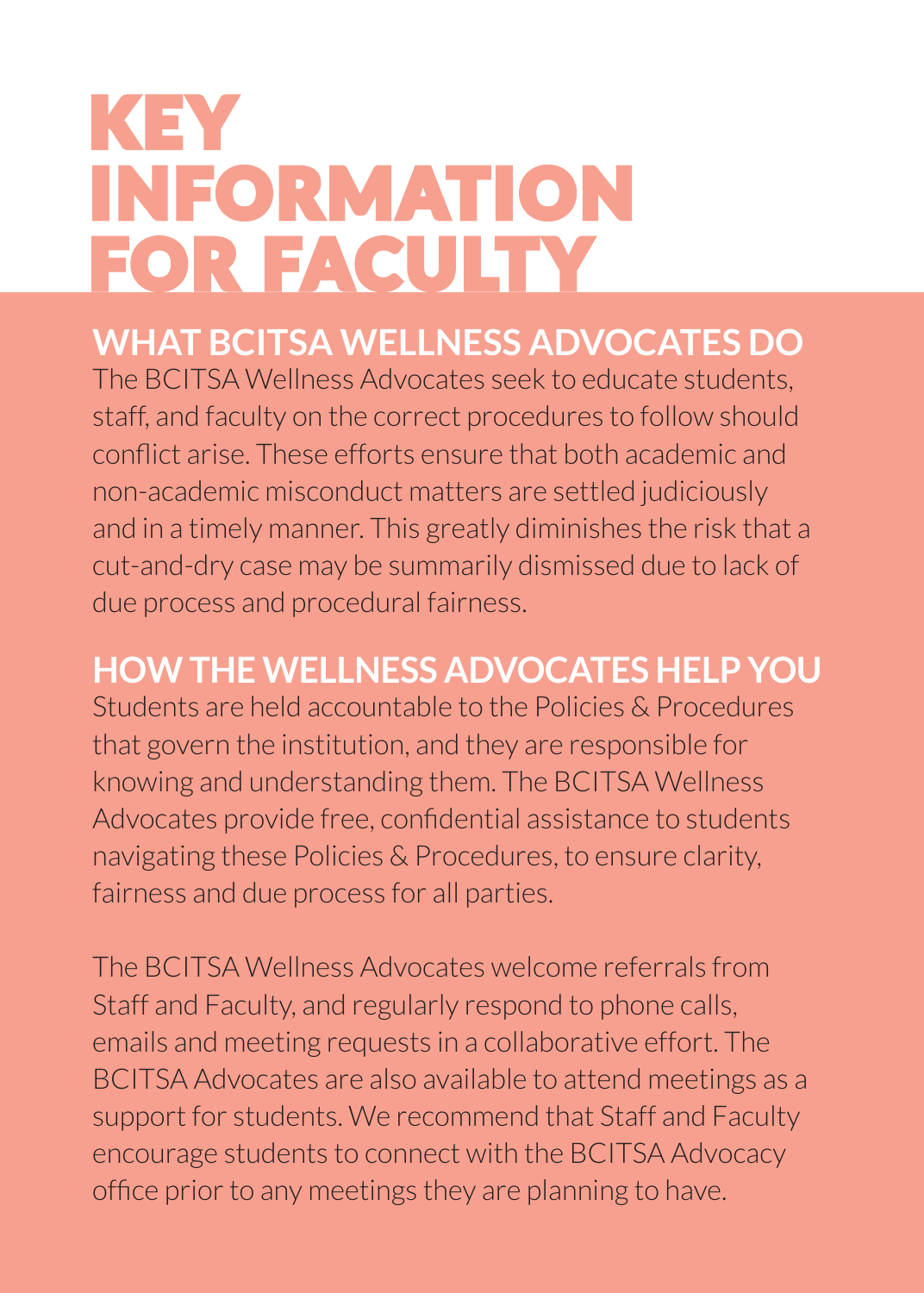# KEY INFORMATION FOR FACULTY

## WHAT BCITSA WELLNESS ADVOCATES DO

The BCITSA Wellness Advocates seek to educate students, staff, and faculty on the correct procedures to follow should conflict arise. These efforts ensure that both academic and non-academic misconduct matters are settled judiciously and in a timely manner. This greatly diminishes the risk that a cut-and-dry case may be summarily dismissed due to lack of due process and procedural fairness.

## HOW THE WELLNESS ADVOCATES HELP YOU

Students are held accountable to the Policies & Procedures that govern the institution, and they are responsible for knowing and understanding them. The BCITSA Wellness Advocates provide free, confidential assistance to students navigating these Policies & Procedures, to ensure clarity, fairness and due process for all parties.

The BCITSA Wellness Advocates welcome referrals from Staff and Faculty, and regularly respond to phone calls, emails and meeting requests in a collaborative effort. The BCITSA Advocates are also available to attend meetings as a support for students. We recommend that Staff and Faculty encourage students to connect with the BCITSA Advocacy office prior to any meetings they are planning to have.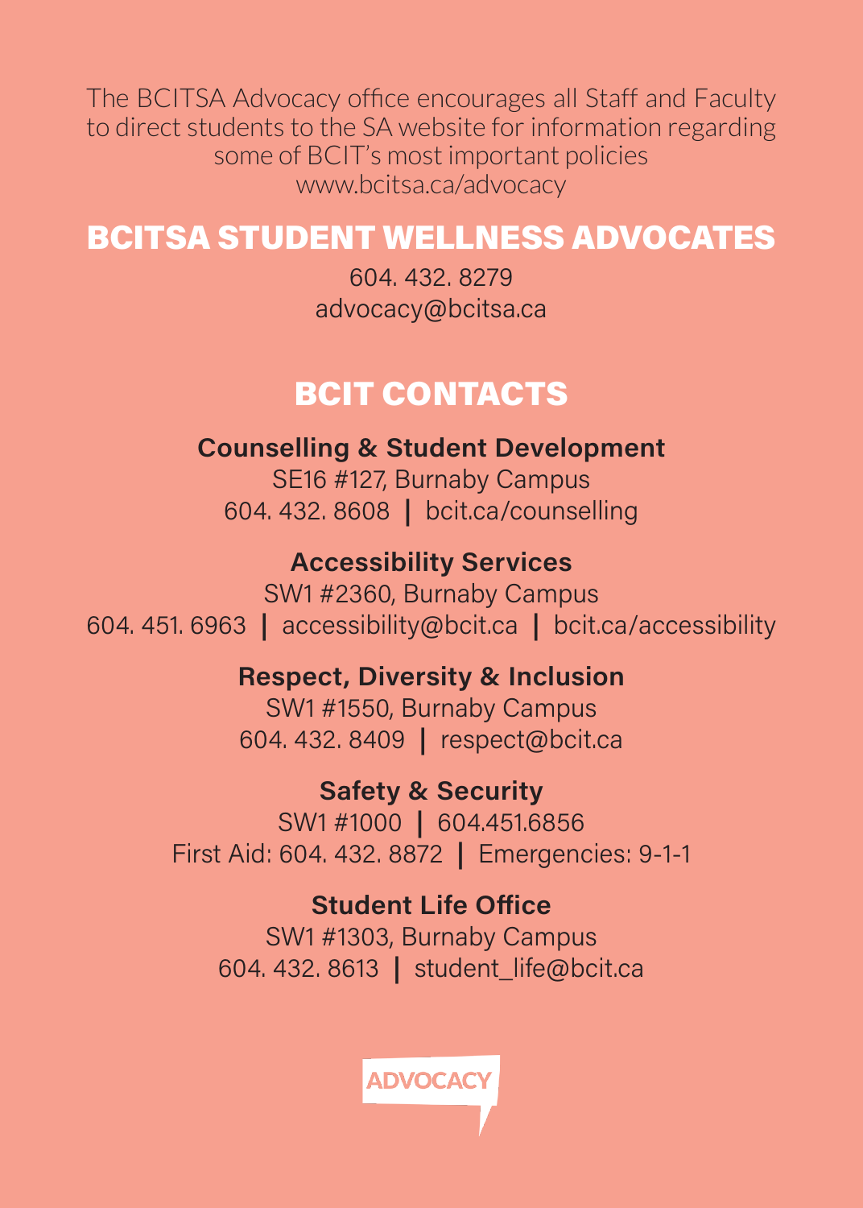The BCITSA Advocacy office encourages all Staff and Faculty to direct students to the SA website for information regarding some of BCIT's most important policies
www.bcitsa.ca/advocacy

## BCITSA STUDENT WELLNESS ADVOCATES

604. 432. 8279
advocacy@bcitsa.ca

## BCIT CONTACTS

**Counselling & Student Development**
SE16 #127, Burnaby Campus
604. 432. 8608 | bcit.ca/counselling

**Accessibility Services**
SW1 #2360, Burnaby Campus
604. 451. 6963 | accessibility@bcit.ca | bcit.ca/accessibility

**Respect, Diversity & Inclusion**
SW1 #1550, Burnaby Campus
604. 432. 8409 | respect@bcit.ca

**Safety & Security**
SW1 #1000 | 604.451.6856
First Aid: 604. 432. 8872 | Emergencies: 9-1-1

**Student Life Office**
SW1 #1303, Burnaby Campus
604. 432. 8613 | student_life@bcit.ca

ADVOCACY